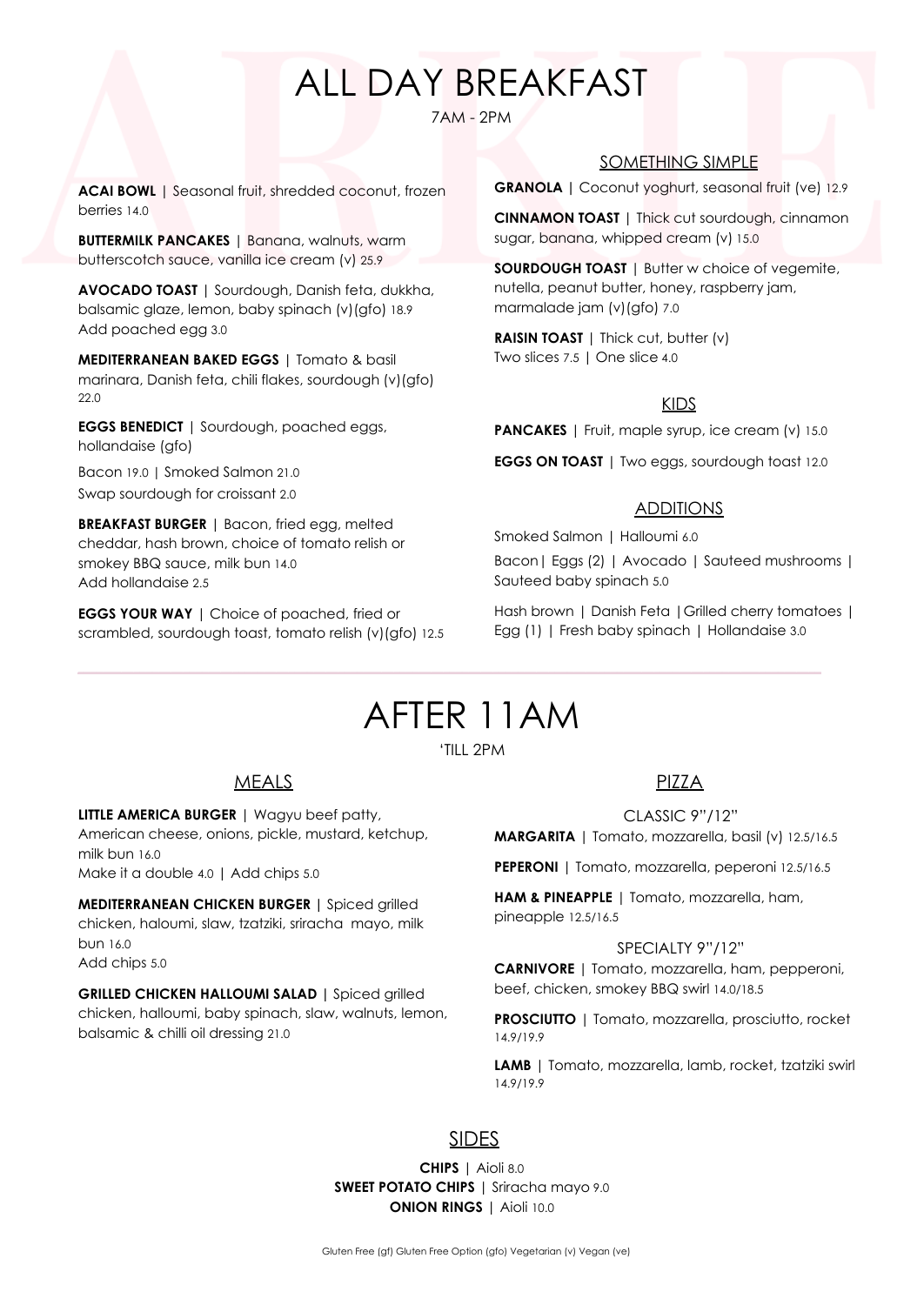# ALL DAY BREAKFAST

7AM - 2PM

**ACAI BOWL** | Seasonal fruit, shredded coconut, frozen berries 14.0

**BUTTERMILK PANCAKES** | Banana, walnuts, warm butterscotch sauce, vanilla ice cream (v) 25.9

**AVOCADO TOAST** | Sourdough, Danish feta, dukkha, balsamic glaze, lemon, baby spinach (v)(gfo) 18.9
Add poached egg 3.0

**MEDITERRANEAN BAKED EGGS** | Tomato & basil marinara, Danish feta, chili flakes, sourdough (v)(gfo) 22.0

**EGGS BENEDICT** | Sourdough, poached eggs, hollandaise (gfo)

Bacon 19.0 | Smoked Salmon 21.0
Swap sourdough for croissant 2.0

**BREAKFAST BURGER** | Bacon, fried egg, melted cheddar, hash brown, choice of tomato relish or smokey BBQ sauce, milk bun 14.0
Add hollandaise 2.5

**EGGS YOUR WAY** | Choice of poached, fried or scrambled, sourdough toast, tomato relish (v)(gfo) 12.5

## SOMETHING SIMPLE

**GRANOLA** | Coconut yoghurt, seasonal fruit (ve) 12.9

**CINNAMON TOAST** | Thick cut sourdough, cinnamon sugar, banana, whipped cream (v) 15.0

**SOURDOUGH TOAST** | Butter w choice of vegemite, nutella, peanut butter, honey, raspberry jam, marmalade jam (v)(gfo) 7.0

**RAISIN TOAST** | Thick cut, butter (v)
Two slices 7.5 | One slice 4.0

## KIDS

**PANCAKES** | Fruit, maple syrup, ice cream (v) 15.0

**EGGS ON TOAST** | Two eggs, sourdough toast 12.0

## ADDITIONS

Smoked Salmon | Halloumi 6.0

Bacon| Eggs (2) | Avocado | Sauteed mushrooms | Sauteed baby spinach 5.0

Hash brown | Danish Feta |Grilled cherry tomatoes | Egg (1) | Fresh baby spinach | Hollandaise 3.0

# AFTER 11AM

'TILL 2PM

## MEALS

**LITTLE AMERICA BURGER** | Wagyu beef patty, American cheese, onions, pickle, mustard, ketchup, milk bun 16.0
Make it a double 4.0 | Add chips 5.0

**MEDITERRANEAN CHICKEN BURGER** | Spiced grilled chicken, haloumi, slaw, tzatziki, sriracha mayo, milk bun 16.0
Add chips 5.0

**GRILLED CHICKEN HALLOUMI SALAD** | Spiced grilled chicken, halloumi, baby spinach, slaw, walnuts, lemon, balsamic & chilli oil dressing 21.0

## PIZZA

### CLASSIC 9"/12"

**MARGARITA** | Tomato, mozzarella, basil (v) 12.5/16.5

**PEPERONI** | Tomato, mozzarella, peperoni 12.5/16.5

**HAM & PINEAPPLE** | Tomato, mozzarella, ham, pineapple 12.5/16.5

### SPECIALTY 9"/12"

**CARNIVORE** | Tomato, mozzarella, ham, pepperoni, beef, chicken, smokey BBQ swirl 14.0/18.5

**PROSCIUTTO** | Tomato, mozzarella, prosciutto, rocket 14.9/19.9

**LAMB** | Tomato, mozzarella, lamb, rocket, tzatziki swirl 14.9/19.9

## SIDES

**CHIPS** | Aioli 8.0
**SWEET POTATO CHIPS** | Sriracha mayo 9.0
**ONION RINGS** | Aioli 10.0

Gluten Free (gf) Gluten Free Option (gfo) Vegetarian (v) Vegan (ve)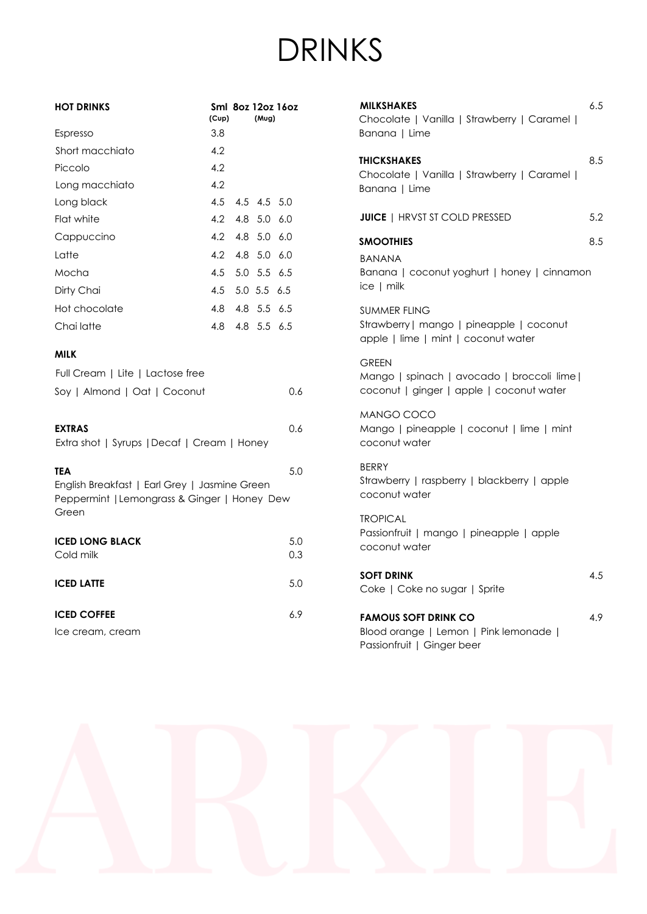# DRINKS

## HOT DRINKS

| HOT DRINKS | Sml (Cup) | 8oz | 12oz (Mug) | 16oz |
|---|---|---|---|---|
| Espresso | 3.8 | | | |
| Short macchiato | 4.2 | | | |
| Piccolo | 4.2 | | | |
| Long macchiato | 4.2 | | | |
| Long black | 4.5 | 4.5 | 4.5 | 5.0 |
| Flat white | 4.2 | 4.8 | 5.0 | 6.0 |
| Cappuccino | 4.2 | 4.8 | 5.0 | 6.0 |
| Latte | 4.2 | 4.8 | 5.0 | 6.0 |
| Mocha | 4.5 | 5.0 | 5.5 | 6.5 |
| Dirty Chai | 4.5 | 5.0 | 5.5 | 6.5 |
| Hot chocolate | 4.8 | 4.8 | 5.5 | 6.5 |
| Chai latte | 4.8 | 4.8 | 5.5 | 6.5 |

**MILK**

Full Cream | Lite | Lactose free

Soy | Almond | Oat | Coconut — 0.6

**EXTRAS** — 0.6

Extra shot | Syrups | Decaf | Cream | Honey

**TEA** — 5.0

English Breakfast | Earl Grey | Jasmine Green
Peppermint | Lemongrass & Ginger | Honey Dew Green

**ICED LONG BLACK** — 5.0

Cold milk — 0.3

**ICED LATTE** — 5.0

**ICED COFFEE** — 6.9

Ice cream, cream

**MILKSHAKES** — 6.5

Chocolate | Vanilla | Strawberry | Caramel | Banana | Lime

**THICKSHAKES** — 8.5

Chocolate | Vanilla | Strawberry | Caramel | Banana | Lime

**JUICE** | HRVST ST COLD PRESSED — 5.2

**SMOOTHIES** — 8.5

BANANA
Banana | coconut yoghurt | honey | cinnamon ice | milk

SUMMER FLING
Strawberry | mango | pineapple | coconut apple | lime | mint | coconut water

GREEN
Mango | spinach | avocado | broccoli lime | coconut | ginger | apple | coconut water

MANGO COCO
Mango | pineapple | coconut | lime | mint coconut water

BERRY
Strawberry | raspberry | blackberry | apple coconut water

TROPICAL
Passionfruit | mango | pineapple | apple coconut water

**SOFT DRINK** — 4.5

Coke | Coke no sugar | Sprite

**FAMOUS SOFT DRINK CO** — 4.9

Blood orange | Lemon | Pink lemonade | Passionfruit | Ginger beer

ARKIE